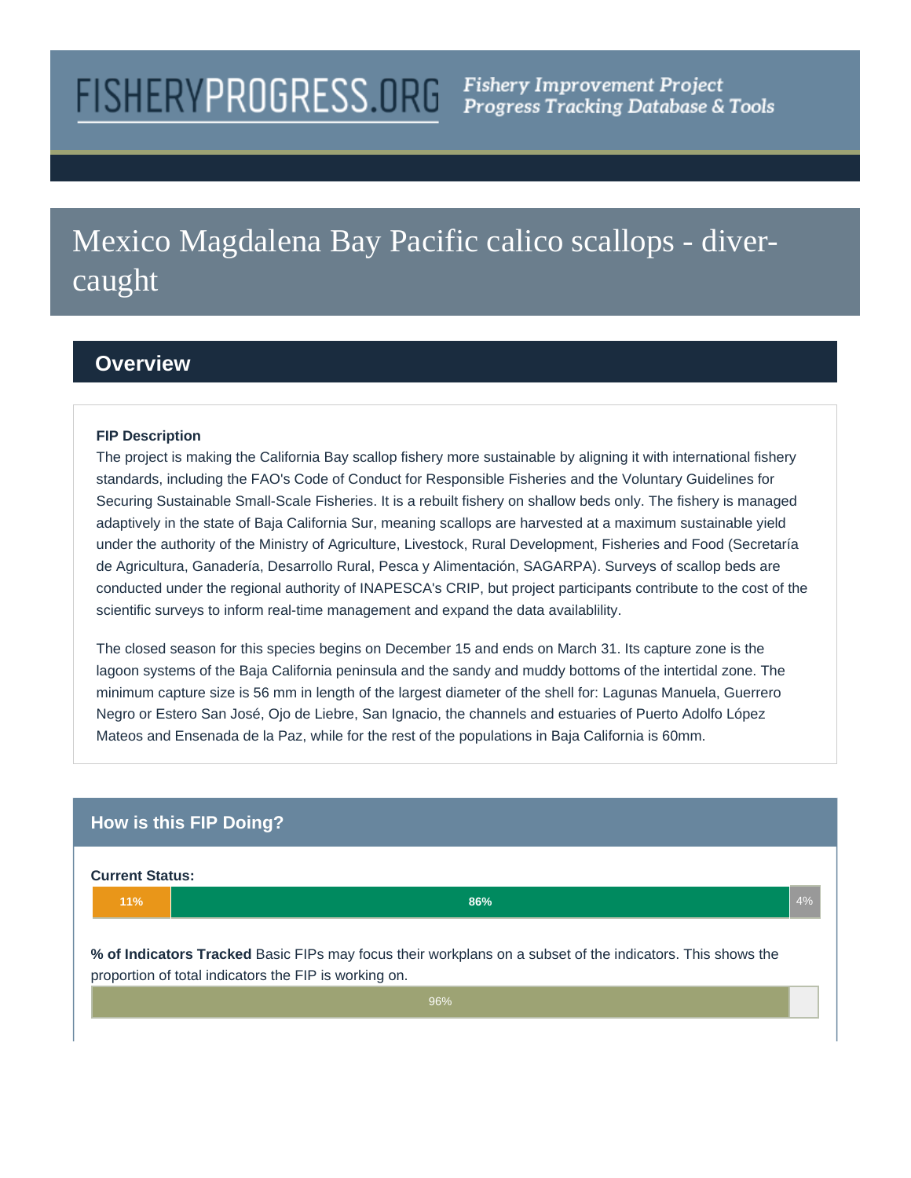FISHERYPROGRESS.ORG *Fishery Improvement Project Progress Tracking Database & Tools*

# Mexico Magdalena Bay Pacific calico scallops - diver-caught

## Overview

**FIP Description**

The project is making the California Bay scallop fishery more sustainable by aligning it with international fishery standards, including the FAO's Code of Conduct for Responsible Fisheries and the Voluntary Guidelines for Securing Sustainable Small-Scale Fisheries. It is a rebuilt fishery on shallow beds only. The fishery is managed adaptively in the state of Baja California Sur, meaning scallops are harvested at a maximum sustainable yield under the authority of the Ministry of Agriculture, Livestock, Rural Development, Fisheries and Food (Secretaría de Agricultura, Ganadería, Desarrollo Rural, Pesca y Alimentación, SAGARPA). Surveys of scallop beds are conducted under the regional authority of INAPESCA's CRIP, but project participants contribute to the cost of the scientific surveys to inform real-time management and expand the data availablility.

The closed season for this species begins on December 15 and ends on March 31. Its capture zone is the lagoon systems of the Baja California peninsula and the sandy and muddy bottoms of the intertidal zone. The minimum capture size is 56 mm in length of the largest diameter of the shell for: Lagunas Manuela, Guerrero Negro or Estero San José, Ojo de Liebre, San Ignacio, the channels and estuaries of Puerto Adolfo López Mateos and Ensenada de la Paz, while for the rest of the populations in Baja California is 60mm.

## How is this FIP Doing?

**Current Status:**

| 11% | 86% | 4% |
|---|---|---|

**% of Indicators Tracked** Basic FIPs may focus their workplans on a subset of the indicators. This shows the proportion of total indicators the FIP is working on.

96%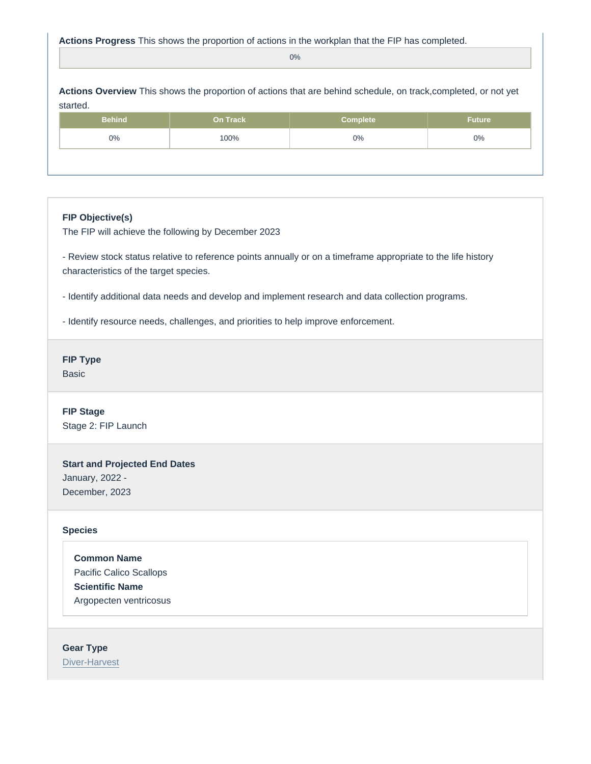**Actions Progress** This shows the proportion of actions in the workplan that the FIP has completed.

0%

**Actions Overview** This shows the proportion of actions that are behind schedule, on track,completed, or not yet started.

| Behind | On Track | Complete | Future |
|---|---|---|---|
| 0% | 100% | 0% | 0% |

**FIP Objective(s)**

The FIP will achieve the following by December 2023

- Review stock status relative to reference points annually or on a timeframe appropriate to the life history characteristics of the target species.

- Identify additional data needs and develop and implement research and data collection programs.

- Identify resource needs, challenges, and priorities to help improve enforcement.

**FIP Type**

Basic

**FIP Stage**

Stage 2: FIP Launch

**Start and Projected End Dates**

January, 2022 -
December, 2023

**Species**

**Common Name**
Pacific Calico Scallops
**Scientific Name**
Argopecten ventricosus

**Gear Type**

Diver-Harvest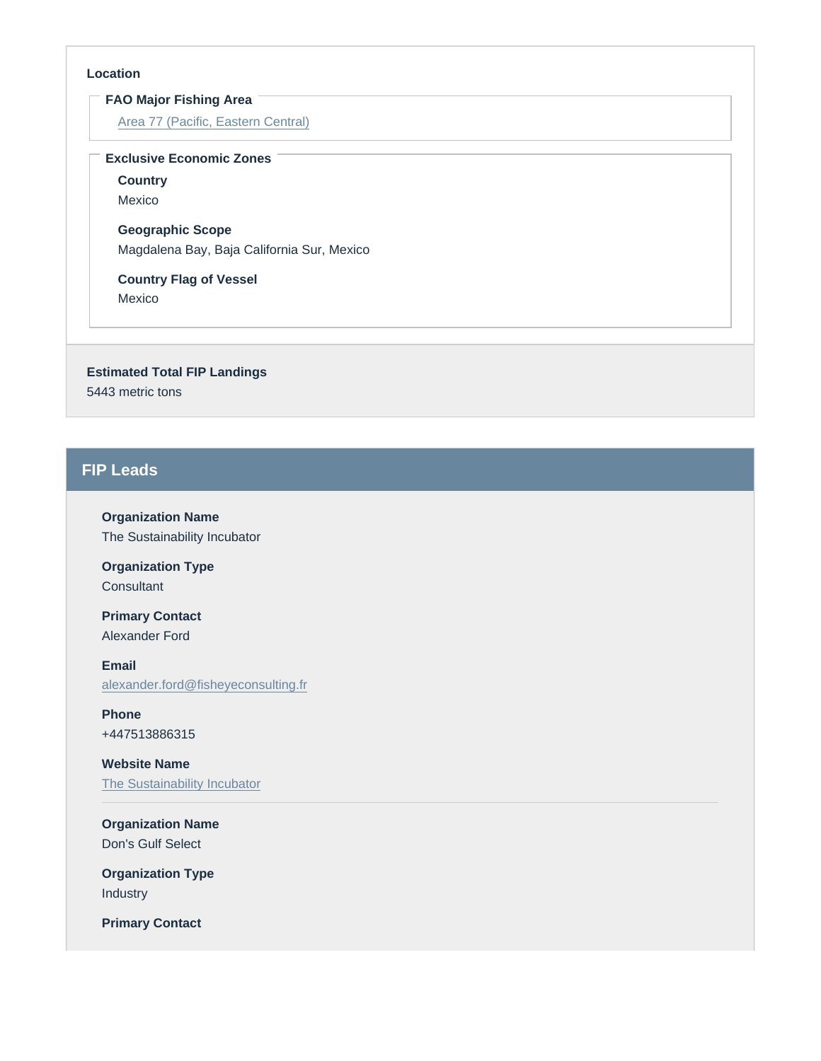**Location**

**FAO Major Fishing Area**

[Area 77 (Pacific, Eastern Central)]

**Exclusive Economic Zones**

**Country**
Mexico

**Geographic Scope**
Magdalena Bay, Baja California Sur, Mexico

**Country Flag of Vessel**
Mexico

**Estimated Total FIP Landings**
5443 metric tons

## FIP Leads

**Organization Name**
The Sustainability Incubator

**Organization Type**
Consultant

**Primary Contact**
Alexander Ford

**Email**
alexander.ford@fisheyeconsulting.fr

**Phone**
+447513886315

**Website Name**
The Sustainability Incubator

---

**Organization Name**
Don's Gulf Select

**Organization Type**
Industry

**Primary Contact**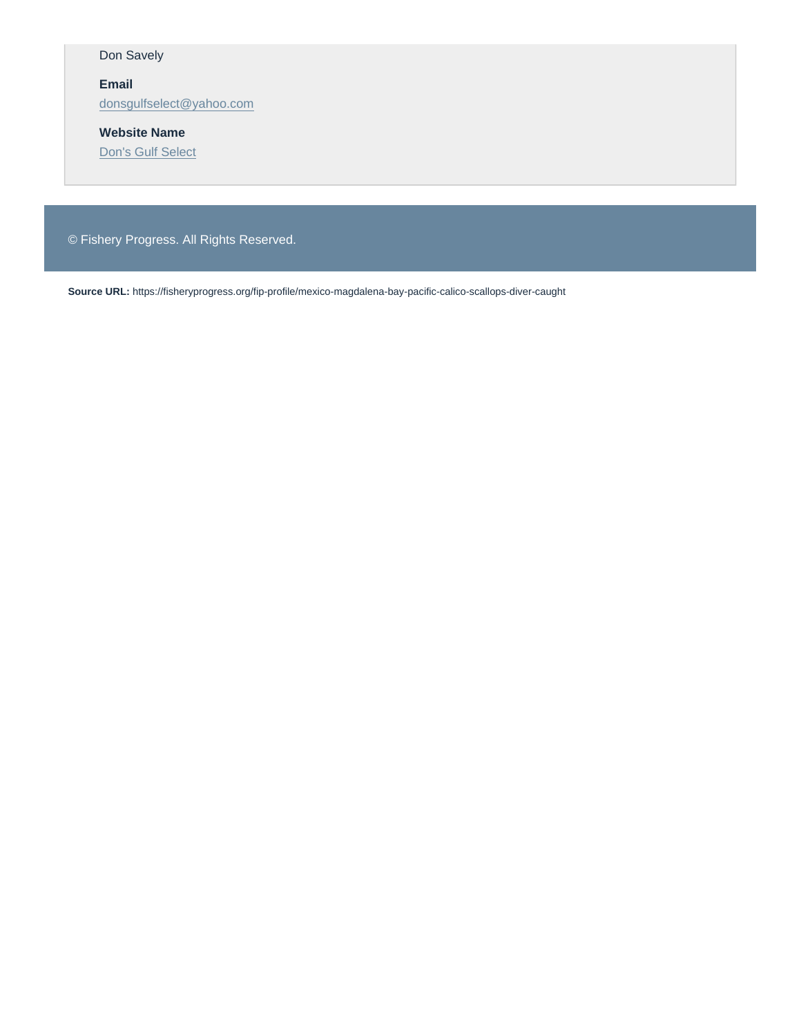Don Savely

**Email**

donsgulfselect@yahoo.com

**Website Name**

Don's Gulf Select

© Fishery Progress. All Rights Reserved.

**Source URL:** https://fisheryprogress.org/fip-profile/mexico-magdalena-bay-pacific-calico-scallops-diver-caught